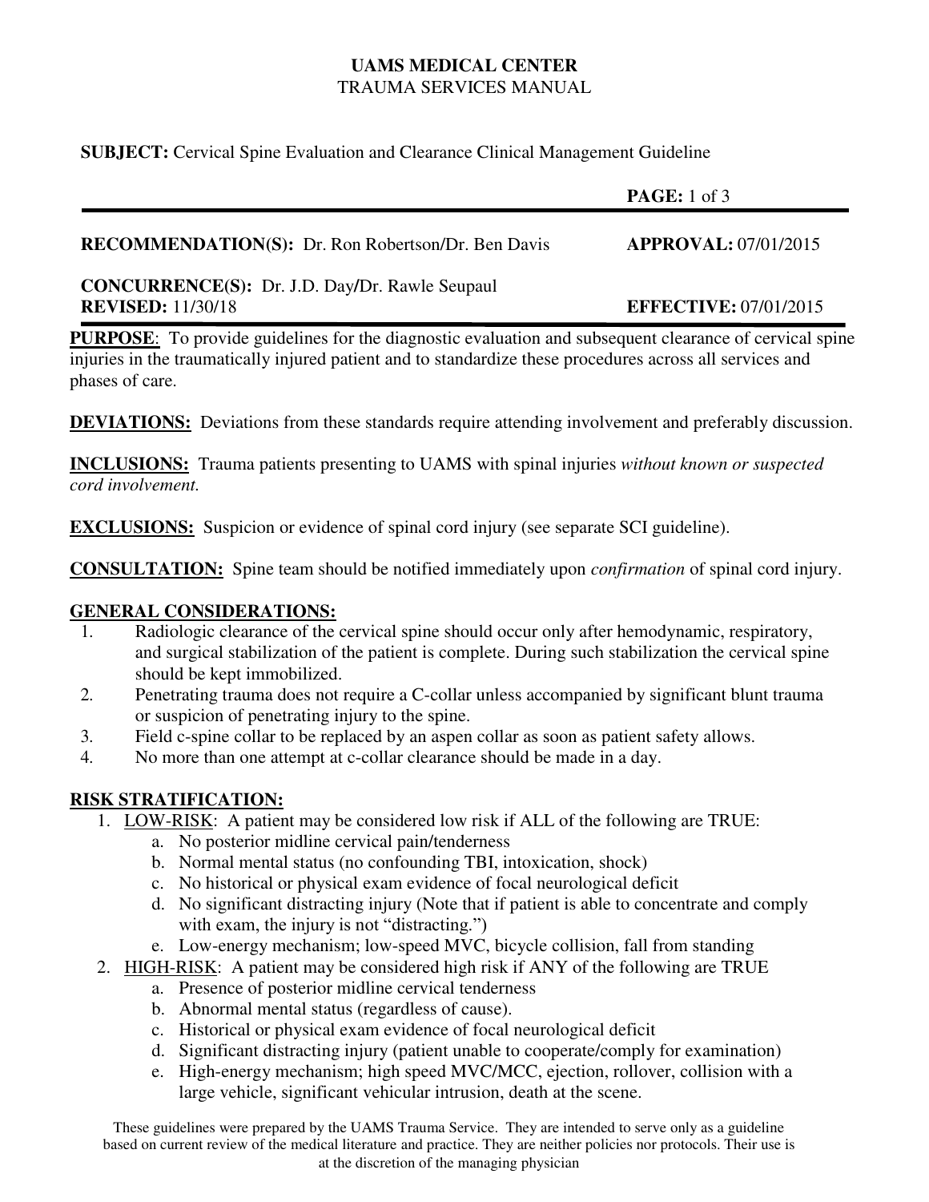**UAMS MEDICAL CENTER**
TRAUMA SERVICES MANUAL

**SUBJECT:** Cervical Spine Evaluation and Clearance Clinical Management Guideline

**RECOMMENDATION(S):** Dr. Ron Robertson/Dr. Ben Davis — **APPROVAL:** 07/01/2015

**CONCURRENCE(S):** Dr. J.D. Day/Dr. Rawle Seupaul
**REVISED:** 11/30/18 — **EFFECTIVE:** 07/01/2015

**PURPOSE**: To provide guidelines for the diagnostic evaluation and subsequent clearance of cervical spine injuries in the traumatically injured patient and to standardize these procedures across all services and phases of care.

**DEVIATIONS:** Deviations from these standards require attending involvement and preferably discussion.

**INCLUSIONS:** Trauma patients presenting to UAMS with spinal injuries *without known or suspected cord involvement.*

**EXCLUSIONS:** Suspicion or evidence of spinal cord injury (see separate SCI guideline).

**CONSULTATION:** Spine team should be notified immediately upon *confirmation* of spinal cord injury.

**GENERAL CONSIDERATIONS:**

1. Radiologic clearance of the cervical spine should occur only after hemodynamic, respiratory, and surgical stabilization of the patient is complete. During such stabilization the cervical spine should be kept immobilized.
2. Penetrating trauma does not require a C-collar unless accompanied by significant blunt trauma or suspicion of penetrating injury to the spine.
3. Field c-spine collar to be replaced by an aspen collar as soon as patient safety allows.
4. No more than one attempt at c-collar clearance should be made in a day.

**RISK STRATIFICATION:**

1. LOW-RISK: A patient may be considered low risk if ALL of the following are TRUE:
   a. No posterior midline cervical pain/tenderness
   b. Normal mental status (no confounding TBI, intoxication, shock)
   c. No historical or physical exam evidence of focal neurological deficit
   d. No significant distracting injury (Note that if patient is able to concentrate and comply with exam, the injury is not "distracting.")
   e. Low-energy mechanism; low-speed MVC, bicycle collision, fall from standing
2. HIGH-RISK: A patient may be considered high risk if ANY of the following are TRUE
   a. Presence of posterior midline cervical tenderness
   b. Abnormal mental status (regardless of cause).
   c. Historical or physical exam evidence of focal neurological deficit
   d. Significant distracting injury (patient unable to cooperate/comply for examination)
   e. High-energy mechanism; high speed MVC/MCC, ejection, rollover, collision with a large vehicle, significant vehicular intrusion, death at the scene.

These guidelines were prepared by the UAMS Trauma Service. They are intended to serve only as a guideline based on current review of the medical literature and practice. They are neither policies nor protocols. Their use is at the discretion of the managing physician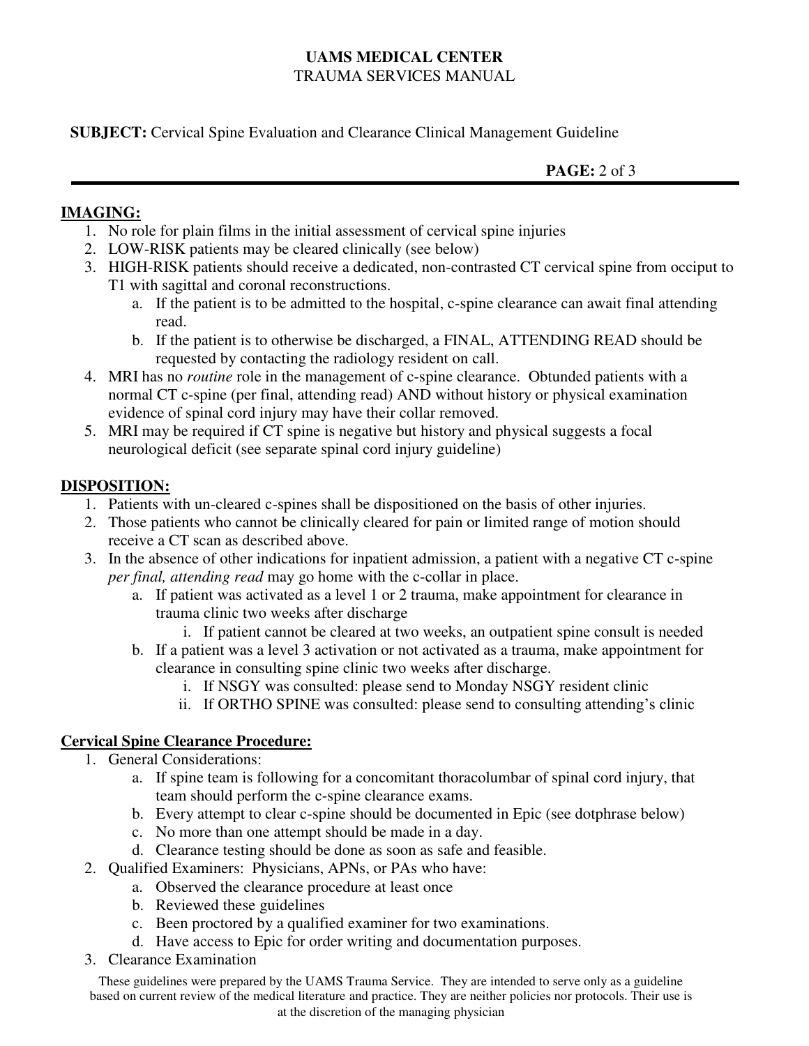## IMAGING:

1. No role for plain films in the initial assessment of cervical spine injuries
2. LOW-RISK patients may be cleared clinically (see below)
3. HIGH-RISK patients should receive a dedicated, non-contrasted CT cervical spine from occiput to T1 with sagittal and coronal reconstructions.
    a. If the patient is to be admitted to the hospital, c-spine clearance can await final attending read.
    b. If the patient is to otherwise be discharged, a FINAL, ATTENDING READ should be requested by contacting the radiology resident on call.
4. MRI has no *routine* role in the management of c-spine clearance. Obtunded patients with a normal CT c-spine (per final, attending read) AND without history or physical examination evidence of spinal cord injury may have their collar removed.
5. MRI may be required if CT spine is negative but history and physical suggests a focal neurological deficit (see separate spinal cord injury guideline)

## DISPOSITION:

1. Patients with un-cleared c-spines shall be dispositioned on the basis of other injuries.
2. Those patients who cannot be clinically cleared for pain or limited range of motion should receive a CT scan as described above.
3. In the absence of other indications for inpatient admission, a patient with a negative CT c-spine *per final, attending read* may go home with the c-collar in place.
    a. If patient was activated as a level 1 or 2 trauma, make appointment for clearance in trauma clinic two weeks after discharge
        i. If patient cannot be cleared at two weeks, an outpatient spine consult is needed
    b. If a patient was a level 3 activation or not activated as a trauma, make appointment for clearance in consulting spine clinic two weeks after discharge.
        i. If NSGY was consulted: please send to Monday NSGY resident clinic
        ii. If ORTHO SPINE was consulted: please send to consulting attending's clinic

## Cervical Spine Clearance Procedure:

1. General Considerations:
    a. If spine team is following for a concomitant thoracolumbar of spinal cord injury, that team should perform the c-spine clearance exams.
    b. Every attempt to clear c-spine should be documented in Epic (see dotphrase below)
    c. No more than one attempt should be made in a day.
    d. Clearance testing should be done as soon as safe and feasible.
2. Qualified Examiners: Physicians, APNs, or PAs who have:
    a. Observed the clearance procedure at least once
    b. Reviewed these guidelines
    c. Been proctored by a qualified examiner for two examinations.
    d. Have access to Epic for order writing and documentation purposes.
3. Clearance Examination

These guidelines were prepared by the UAMS Trauma Service. They are intended to serve only as a guideline based on current review of the medical literature and practice. They are neither policies nor protocols. Their use is at the discretion of the managing physician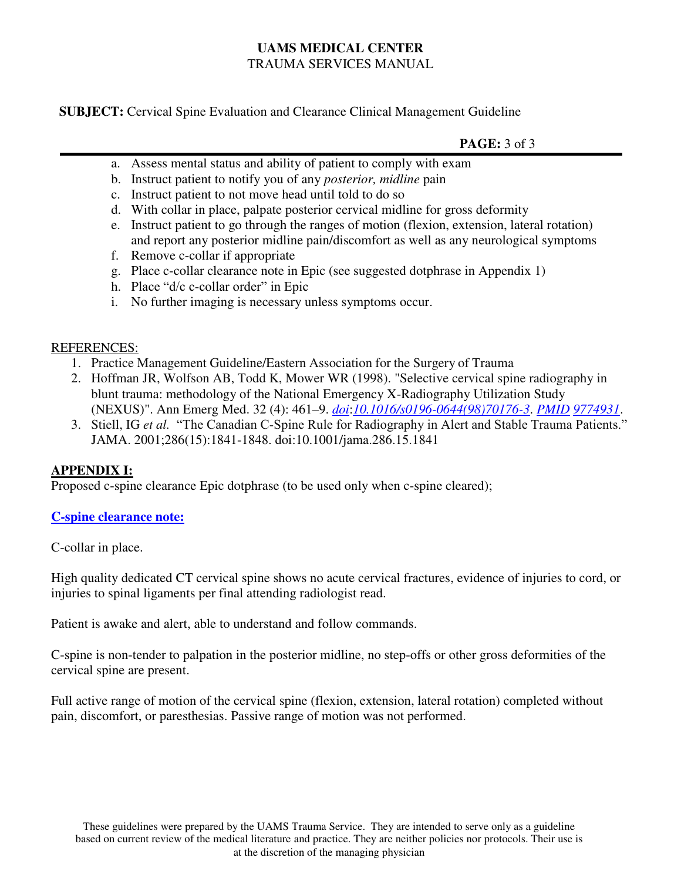a. Assess mental status and ability of patient to comply with exam
b. Instruct patient to notify you of any *posterior, midline* pain
c. Instruct patient to not move head until told to do so
d. With collar in place, palpate posterior cervical midline for gross deformity
e. Instruct patient to go through the ranges of motion (flexion, extension, lateral rotation) and report any posterior midline pain/discomfort as well as any neurological symptoms
f. Remove c-collar if appropriate
g. Place c-collar clearance note in Epic (see suggested dotphrase in Appendix 1)
h. Place "d/c c-collar order" in Epic
i. No further imaging is necessary unless symptoms occur.

REFERENCES:

1. Practice Management Guideline/Eastern Association for the Surgery of Trauma
2. Hoffman JR, Wolfson AB, Todd K, Mower WR (1998). "Selective cervical spine radiography in blunt trauma: methodology of the National Emergency X-Radiography Utilization Study (NEXUS)". Ann Emerg Med. 32 (4): 461–9. *doi*:*10.1016/s0196-0644(98)70176-3*. *PMID* *9774931*.
3. Stiell, IG *et al.* "The Canadian C-Spine Rule for Radiography in Alert and Stable Trauma Patients." JAMA. 2001;286(15):1841-1848. doi:10.1001/jama.286.15.1841

## APPENDIX I:

Proposed c-spine clearance Epic dotphrase (to be used only when c-spine cleared);

**C-spine clearance note:**

C-collar in place.

High quality dedicated CT cervical spine shows no acute cervical fractures, evidence of injuries to cord, or injuries to spinal ligaments per final attending radiologist read.

Patient is awake and alert, able to understand and follow commands.

C-spine is non-tender to palpation in the posterior midline, no step-offs or other gross deformities of the cervical spine are present.

Full active range of motion of the cervical spine (flexion, extension, lateral rotation) completed without pain, discomfort, or paresthesias. Passive range of motion was not performed.